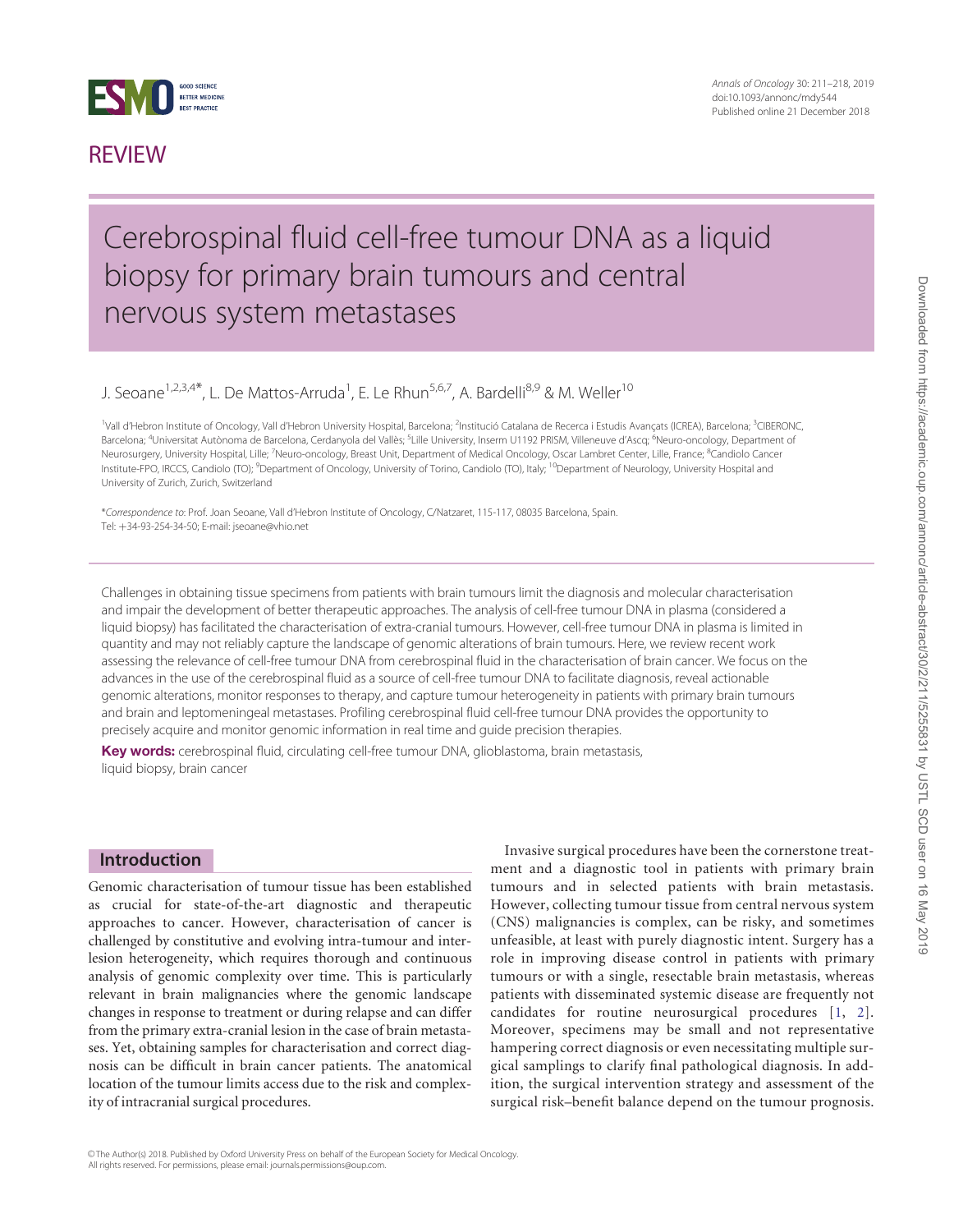REVIEW

# Cerebrospinal fluid cell-free tumour DNA as a liquid biopsy for primary brain tumours and central nervous system metastases

J. Seoane[1,2,3,4*], L. De Mattos-Arruda[1], E. Le Rhun[5,6,7], A. Bardelli[8,9] & M. Weller[10]

[1]Vall d'Hebron Institute of Oncology, Vall d'Hebron University Hospital, Barcelona; [2]Institució Catalana de Recerca i Estudis Avançats (ICREA), Barcelona; [3]CIBERONC, Barcelona; [4]Universitat Autònoma de Barcelona, Cerdanyola del Vallès; [5]Lille University, Inserm U1192 PRISM, Villeneuve d'Ascq; [6]Neuro-oncology, Department of Neurosurgery, University Hospital, Lille; [7]Neuro-oncology, Breast Unit, Department of Medical Oncology, Oscar Lambret Center, Lille, France; [8]Candiolo Cancer Institute-FPO, IRCCS, Candiolo (TO); [9]Department of Oncology, University of Torino, Candiolo (TO), Italy; [10]Department of Neurology, University Hospital and University of Zurich, Zurich, Switzerland

**Correspondence to*: Prof. Joan Seoane, Vall d'Hebron Institute of Oncology, C/Natzaret, 115-117, 08035 Barcelona, Spain. Tel: +34-93-254-34-50; E-mail: jseoane@vhio.net

Challenges in obtaining tissue specimens from patients with brain tumours limit the diagnosis and molecular characterisation and impair the development of better therapeutic approaches. The analysis of cell-free tumour DNA in plasma (considered a liquid biopsy) has facilitated the characterisation of extra-cranial tumours. However, cell-free tumour DNA in plasma is limited in quantity and may not reliably capture the landscape of genomic alterations of brain tumours. Here, we review recent work assessing the relevance of cell-free tumour DNA from cerebrospinal fluid in the characterisation of brain cancer. We focus on the advances in the use of the cerebrospinal fluid as a source of cell-free tumour DNA to facilitate diagnosis, reveal actionable genomic alterations, monitor responses to therapy, and capture tumour heterogeneity in patients with primary brain tumours and brain and leptomeningeal metastases. Profiling cerebrospinal fluid cell-free tumour DNA provides the opportunity to precisely acquire and monitor genomic information in real time and guide precision therapies.

**Key words:** cerebrospinal fluid, circulating cell-free tumour DNA, glioblastoma, brain metastasis, liquid biopsy, brain cancer

## Introduction

Genomic characterisation of tumour tissue has been established as crucial for state-of-the-art diagnostic and therapeutic approaches to cancer. However, characterisation of cancer is challenged by constitutive and evolving intra-tumour and inter-lesion heterogeneity, which requires thorough and continuous analysis of genomic complexity over time. This is particularly relevant in brain malignancies where the genomic landscape changes in response to treatment or during relapse and can differ from the primary extra-cranial lesion in the case of brain metastases. Yet, obtaining samples for characterisation and correct diagnosis can be difficult in brain cancer patients. The anatomical location of the tumour limits access due to the risk and complexity of intracranial surgical procedures.

Invasive surgical procedures have been the cornerstone treatment and a diagnostic tool in patients with primary brain tumours and in selected patients with brain metastasis. However, collecting tumour tissue from central nervous system (CNS) malignancies is complex, can be risky, and sometimes unfeasible, at least with purely diagnostic intent. Surgery has a role in improving disease control in patients with primary tumours or with a single, resectable brain metastasis, whereas patients with disseminated systemic disease are frequently not candidates for routine neurosurgical procedures [1, 2]. Moreover, specimens may be small and not representative hampering correct diagnosis or even necessitating multiple surgical samplings to clarify final pathological diagnosis. In addition, the surgical intervention strategy and assessment of the surgical risk–benefit balance depend on the tumour prognosis.

© The Author(s) 2018. Published by Oxford University Press on behalf of the European Society for Medical Oncology. All rights reserved. For permissions, please email: journals.permissions@oup.com.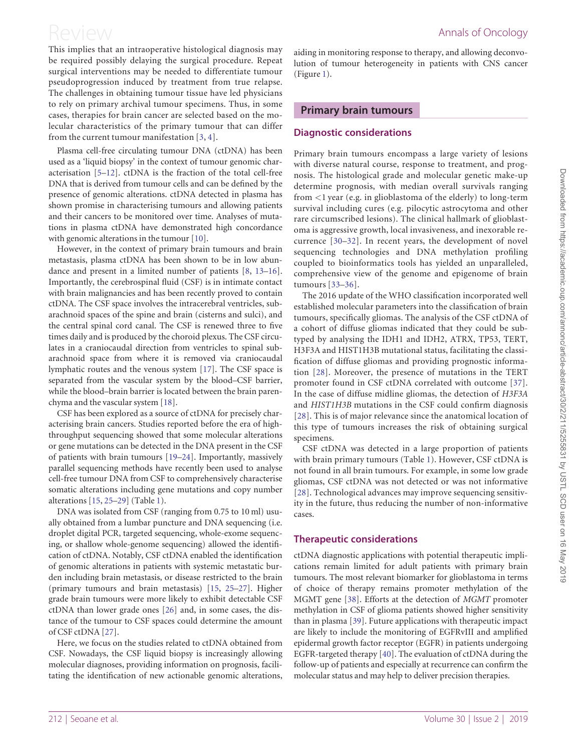This implies that an intraoperative histological diagnosis may be required possibly delaying the surgical procedure. Repeat surgical interventions may be needed to differentiate tumour pseudoprogression induced by treatment from true relapse. The challenges in obtaining tumour tissue have led physicians to rely on primary archival tumour specimens. Thus, in some cases, therapies for brain cancer are selected based on the molecular characteristics of the primary tumour that can differ from the current tumour manifestation [3, 4].

Plasma cell-free circulating tumour DNA (ctDNA) has been used as a 'liquid biopsy' in the context of tumour genomic characterisation [5–12]. ctDNA is the fraction of the total cell-free DNA that is derived from tumour cells and can be defined by the presence of genomic alterations. ctDNA detected in plasma has shown promise in characterising tumours and allowing patients and their cancers to be monitored over time. Analyses of mutations in plasma ctDNA have demonstrated high concordance with genomic alterations in the tumour [10].

However, in the context of primary brain tumours and brain metastasis, plasma ctDNA has been shown to be in low abundance and present in a limited number of patients [8, 13–16]. Importantly, the cerebrospinal fluid (CSF) is in intimate contact with brain malignancies and has been recently proved to contain ctDNA. The CSF space involves the intracerebral ventricles, subarachnoid spaces of the spine and brain (cisterns and sulci), and the central spinal cord canal. The CSF is renewed three to five times daily and is produced by the choroid plexus. The CSF circulates in a craniocaudal direction from ventricles to spinal subarachnoid space from where it is removed via craniocaudal lymphatic routes and the venous system [17]. The CSF space is separated from the vascular system by the blood–CSF barrier, while the blood–brain barrier is located between the brain parenchyma and the vascular system [18].

CSF has been explored as a source of ctDNA for precisely characterising brain cancers. Studies reported before the era of high-throughput sequencing showed that some molecular alterations or gene mutations can be detected in the DNA present in the CSF of patients with brain tumours [19–24]. Importantly, massively parallel sequencing methods have recently been used to analyse cell-free tumour DNA from CSF to comprehensively characterise somatic alterations including gene mutations and copy number alterations [15, 25–29] (Table 1).

DNA was isolated from CSF (ranging from 0.75 to 10 ml) usually obtained from a lumbar puncture and DNA sequencing (i.e. droplet digital PCR, targeted sequencing, whole-exome sequencing, or shallow whole-genome sequencing) allowed the identification of ctDNA. Notably, CSF ctDNA enabled the identification of genomic alterations in patients with systemic metastatic burden including brain metastasis, or disease restricted to the brain (primary tumours and brain metastasis) [15, 25–27]. Higher grade brain tumours were more likely to exhibit detectable CSF ctDNA than lower grade ones [26] and, in some cases, the distance of the tumour to CSF spaces could determine the amount of CSF ctDNA [27].

Here, we focus on the studies related to ctDNA obtained from CSF. Nowadays, the CSF liquid biopsy is increasingly allowing molecular diagnoses, providing information on prognosis, facilitating the identification of new actionable genomic alterations, aiding in monitoring response to therapy, and allowing deconvolution of tumour heterogeneity in patients with CNS cancer (Figure 1).

## Primary brain tumours

### Diagnostic considerations

Primary brain tumours encompass a large variety of lesions with diverse natural course, response to treatment, and prognosis. The histological grade and molecular genetic make-up determine prognosis, with median overall survivals ranging from <1 year (e.g. in glioblastoma of the elderly) to long-term survival including cures (e.g. pilocytic astrocytoma and other rare circumscribed lesions). The clinical hallmark of glioblastoma is aggressive growth, local invasiveness, and inexorable recurrence [30–32]. In recent years, the development of novel sequencing technologies and DNA methylation profiling coupled to bioinformatics tools has yielded an unparalleled, comprehensive view of the genome and epigenome of brain tumours [33–36].

The 2016 update of the WHO classification incorporated well established molecular parameters into the classification of brain tumours, specifically gliomas. The analysis of the CSF ctDNA of a cohort of diffuse gliomas indicated that they could be subtyped by analysing the IDH1 and IDH2, ATRX, TP53, TERT, H3F3A and HIST1H3B mutational status, facilitating the classification of diffuse gliomas and providing prognostic information [28]. Moreover, the presence of mutations in the TERT promoter found in CSF ctDNA correlated with outcome [37]. In the case of diffuse midline gliomas, the detection of *H3F3A* and *HIST1H3B* mutations in the CSF could confirm diagnosis [28]. This is of major relevance since the anatomical location of this type of tumours increases the risk of obtaining surgical specimens.

CSF ctDNA was detected in a large proportion of patients with brain primary tumours (Table 1). However, CSF ctDNA is not found in all brain tumours. For example, in some low grade gliomas, CSF ctDNA was not detected or was not informative [28]. Technological advances may improve sequencing sensitivity in the future, thus reducing the number of non-informative cases.

### Therapeutic considerations

ctDNA diagnostic applications with potential therapeutic implications remain limited for adult patients with primary brain tumours. The most relevant biomarker for glioblastoma in terms of choice of therapy remains promoter methylation of the MGMT gene [38]. Efforts at the detection of *MGMT* promoter methylation in CSF of glioma patients showed higher sensitivity than in plasma [39]. Future applications with therapeutic impact are likely to include the monitoring of EGFRvIII and amplified epidermal growth factor receptor (EGFR) in patients undergoing EGFR-targeted therapy [40]. The evaluation of ctDNA during the follow-up of patients and especially at recurrence can confirm the molecular status and may help to deliver precision therapies.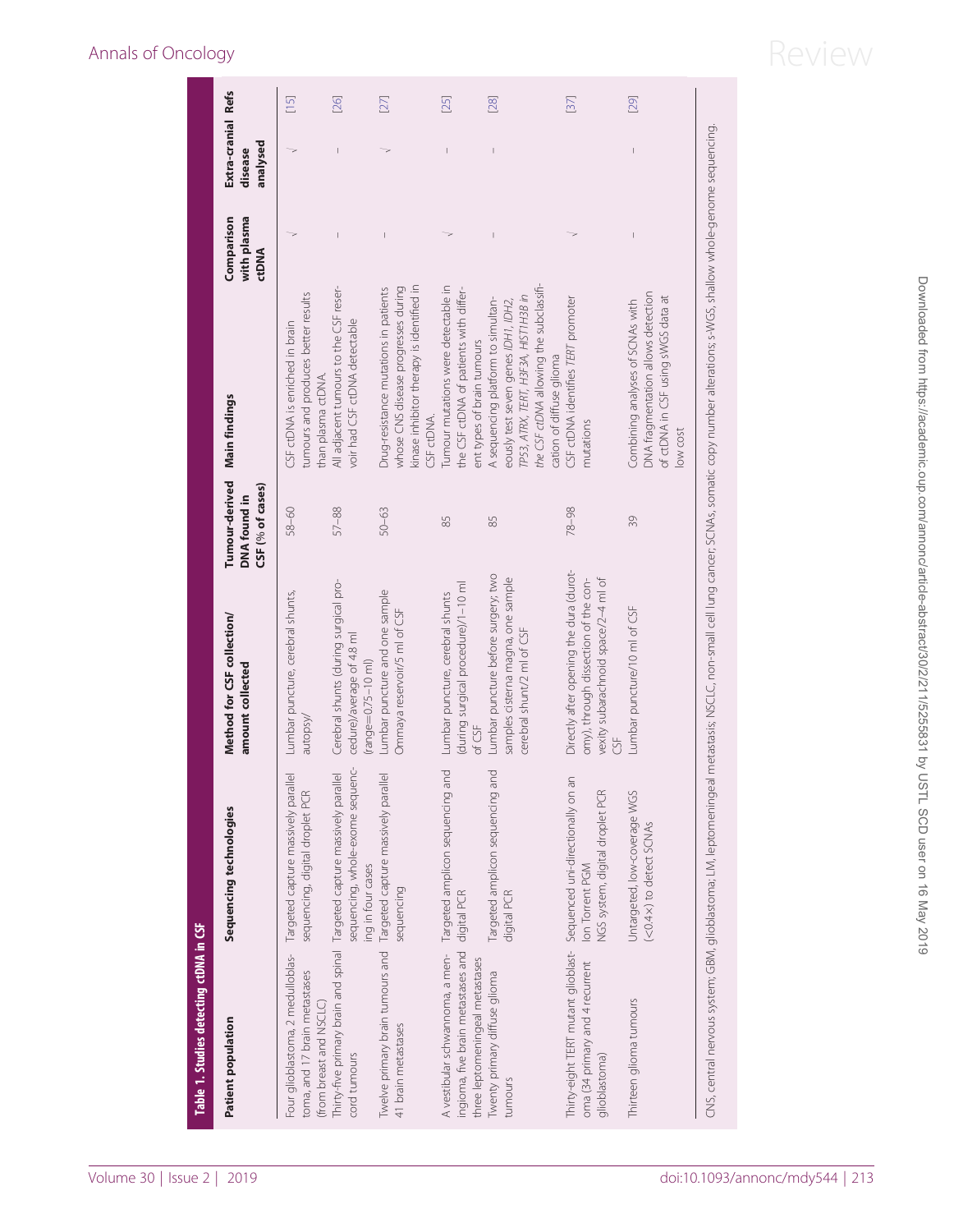**Table 1. Studies detecting ctDNA in CSF**

| Patient population | Sequencing technologies | Method for CSF collection/ amount collected | Tumour-derived DNA found in CSF (% of cases) | Main findings | Comparison with plasma ctDNA | Extra-cranial disease analysed | Refs |
|---|---|---|---|---|---|---|---|
| Four glioblastoma, 2 medulloblastoma, and 17 brain metastases (from breast and NSCLC) | Targeted capture massively parallel sequencing, digital droplet PCR | Lumbar puncture, cerebral shunts, autopsy/ | 58–60 | CSF ctDNA is enriched in brain tumours and produces better results than plasma ctDNA. | √ | √ | [15] |
| Thirty-five primary brain and spinal cord tumours | Targeted capture massively parallel sequencing, whole-exome sequencing in four cases | Cerebral shunts (during surgical procedure)/average of 4.8 ml (range=0.75–10 ml) | 57–88 | All adjacent tumours to the CSF reservoir had CSF ctDNA detectable | – | – | [26] |
| Twelve primary brain tumours and 41 brain metastases | Targeted capture massively parallel sequencing | Lumbar puncture and one sample Ommaya reservoir/5 ml of CSF | 50–63 | Drug-resistance mutations in patients whose CNS disease progresses during kinase inhibitor therapy is identified in CSF ctDNA. | – | √ | [27] |
| A vestibular schwannoma, a meningioma, five brain metastases and three leptomeningeal metastases | Targeted amplicon sequencing and digital PCR | Lumbar puncture, cerebral shunts (during surgical procedure)/1–10 ml of CSF | 85 | Tumour mutations were detectable in the CSF ctDNA of patients with different types of brain tumours | √ | – | [25] |
| Twenty primary diffuse glioma tumours | Targeted amplicon sequencing and digital PCR | Lumbar puncture before surgery; two samples cisterna magna, one sample cerebral shunt/2 ml of CSF | 85 | A sequencing platform to simultaneously test seven genes *IDH1, IDH2, TP53, ATRX, TERT, H3F3A, HIST1H3B* in the CSF ctDNA allowing the subclassification of diffuse glioma | – | – | [28] |
| Thirty-eight TERT mutant glioblastoma (34 primary and 4 recurrent glioblastoma) | Sequenced uni-directionally on an Ion Torrent PGM NGS system, digital droplet PCR | Directly after opening the dura (durotomy), through dissection of the convexity subarachnoid space/2–4 ml of CSF | 78–98 | CSF ctDNA identifies *TERT* promoter mutations | √ | – | [37] |
| Thirteen glioma tumours | Untargeted, low-coverage WGS (<0.4×) to detect SCNAs | Lumbar puncture/10 ml of CSF | 39 | Combining analyses of SCNAs with DNA fragmentation allows detection of ctDNA in CSF using sWGS data at low cost | – | – | [29] |

CNS, central nervous system; GBM, glioblastoma; LM, leptomeningeal metastasis; NSCLC, non-small cell lung cancer; SCNAs, somatic copy number alterations; s-WGS, shallow whole-genome sequencing.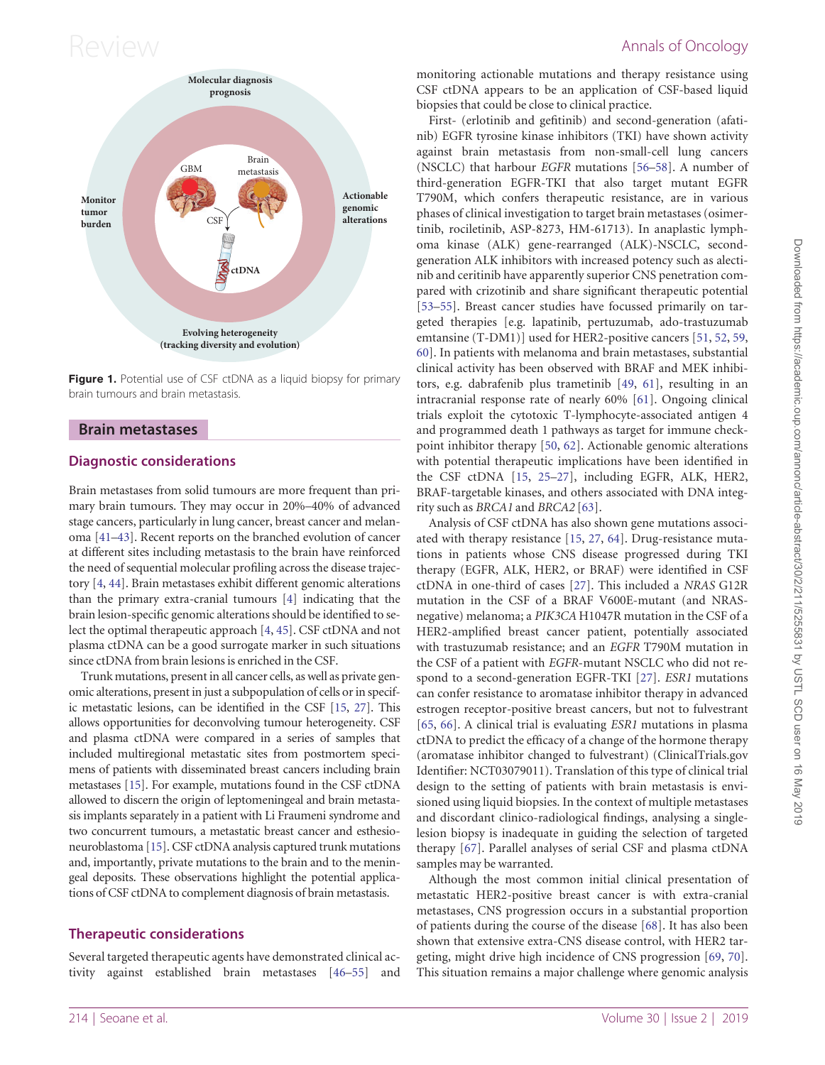Figure 1. Potential use of CSF ctDNA as a liquid biopsy for primary brain tumours and brain metastasis.

## Brain metastases

### Diagnostic considerations

Brain metastases from solid tumours are more frequent than primary brain tumours. They may occur in 20%–40% of advanced stage cancers, particularly in lung cancer, breast cancer and melanoma [41–43]. Recent reports on the branched evolution of cancer at different sites including metastasis to the brain have reinforced the need of sequential molecular profiling across the disease trajectory [4, 44]. Brain metastases exhibit different genomic alterations than the primary extra-cranial tumours [4] indicating that the brain lesion-specific genomic alterations should be identified to select the optimal therapeutic approach [4, 45]. CSF ctDNA and not plasma ctDNA can be a good surrogate marker in such situations since ctDNA from brain lesions is enriched in the CSF.

Trunk mutations, present in all cancer cells, as well as private genomic alterations, present in just a subpopulation of cells or in specific metastatic lesions, can be identified in the CSF [15, 27]. This allows opportunities for deconvolving tumour heterogeneity. CSF and plasma ctDNA were compared in a series of samples that included multiregional metastatic sites from postmortem specimens of patients with disseminated breast cancers including brain metastases [15]. For example, mutations found in the CSF ctDNA allowed to discern the origin of leptomeningeal and brain metastasis implants separately in a patient with Li Fraumeni syndrome and two concurrent tumours, a metastatic breast cancer and esthesioneuroblastoma [15]. CSF ctDNA analysis captured trunk mutations and, importantly, private mutations to the brain and to the meningeal deposits. These observations highlight the potential applications of CSF ctDNA to complement diagnosis of brain metastasis.

### Therapeutic considerations

Several targeted therapeutic agents have demonstrated clinical activity against established brain metastases [46–55] and monitoring actionable mutations and therapy resistance using CSF ctDNA appears to be an application of CSF-based liquid biopsies that could be close to clinical practice.

First- (erlotinib and gefitinib) and second-generation (afatinib) EGFR tyrosine kinase inhibitors (TKI) have shown activity against brain metastasis from non-small-cell lung cancers (NSCLC) that harbour *EGFR* mutations [56–58]. A number of third-generation EGFR-TKI that also target mutant EGFR T790M, which confers therapeutic resistance, are in various phases of clinical investigation to target brain metastases (osimertinib, rociletinib, ASP-8273, HM-61713). In anaplastic lymphoma kinase (ALK) gene-rearranged (ALK)-NSCLC, second-generation ALK inhibitors with increased potency such as alectinib and ceritinib have apparently superior CNS penetration compared with crizotinib and share significant therapeutic potential [53–55]. Breast cancer studies have focussed primarily on targeted therapies [e.g. lapatinib, pertuzumab, ado-trastuzumab emtansine (T-DM1)] used for HER2-positive cancers [51, 52, 59, 60]. In patients with melanoma and brain metastases, substantial clinical activity has been observed with BRAF and MEK inhibitors, e.g. dabrafenib plus trametinib [49, 61], resulting in an intracranial response rate of nearly 60% [61]. Ongoing clinical trials exploit the cytotoxic T-lymphocyte-associated antigen 4 and programmed death 1 pathways as target for immune checkpoint inhibitor therapy [50, 62]. Actionable genomic alterations with potential therapeutic implications have been identified in the CSF ctDNA [15, 25–27], including EGFR, ALK, HER2, BRAF-targetable kinases, and others associated with DNA integrity such as *BRCA1* and *BRCA2* [63].

Analysis of CSF ctDNA has also shown gene mutations associated with therapy resistance [15, 27, 64]. Drug-resistance mutations in patients whose CNS disease progressed during TKI therapy (EGFR, ALK, HER2, or BRAF) were identified in CSF ctDNA in one-third of cases [27]. This included a *NRAS* G12R mutation in the CSF of a BRAF V600E-mutant (and NRAS-negative) melanoma; a *PIK3CA* H1047R mutation in the CSF of a HER2-amplified breast cancer patient, potentially associated with trastuzumab resistance; and an *EGFR* T790M mutation in the CSF of a patient with *EGFR*-mutant NSCLC who did not respond to a second-generation EGFR-TKI [27]. *ESR1* mutations can confer resistance to aromatase inhibitor therapy in advanced estrogen receptor-positive breast cancers, but not to fulvestrant [65, 66]. A clinical trial is evaluating *ESR1* mutations in plasma ctDNA to predict the efficacy of a change of the hormone therapy (aromatase inhibitor changed to fulvestrant) (ClinicalTrials.gov Identifier: NCT03079011). Translation of this type of clinical trial design to the setting of patients with brain metastasis is envisioned using liquid biopsies. In the context of multiple metastases and discordant clinico-radiological findings, analysing a single-lesion biopsy is inadequate in guiding the selection of targeted therapy [67]. Parallel analyses of serial CSF and plasma ctDNA samples may be warranted.

Although the most common initial clinical presentation of metastatic HER2-positive breast cancer is with extra-cranial metastases, CNS progression occurs in a substantial proportion of patients during the course of the disease [68]. It has also been shown that extensive extra-CNS disease control, with HER2 targeting, might drive high incidence of CNS progression [69, 70]. This situation remains a major challenge where genomic analysis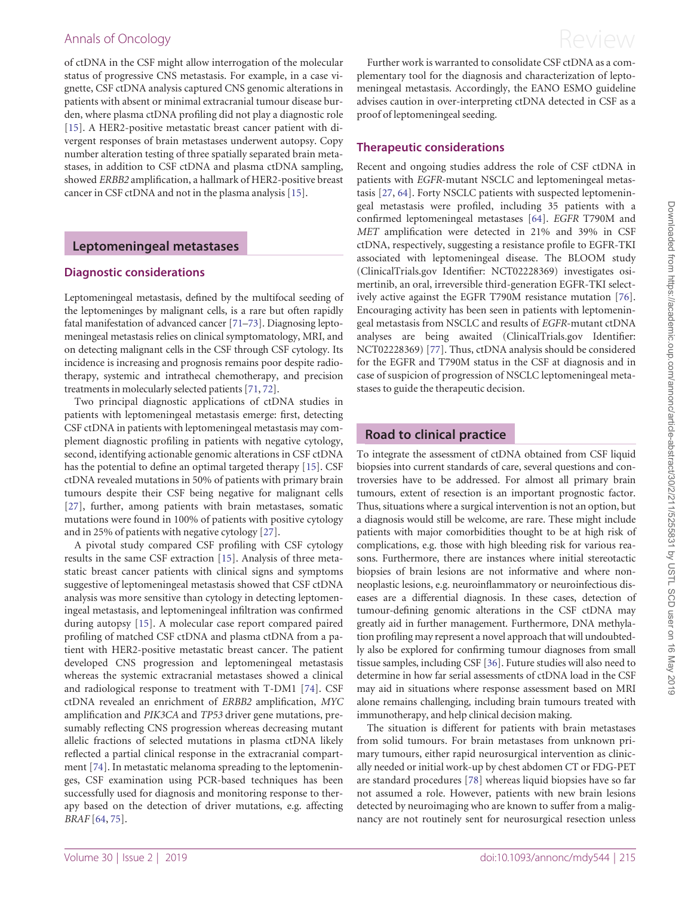of ctDNA in the CSF might allow interrogation of the molecular status of progressive CNS metastasis. For example, in a case vignette, CSF ctDNA analysis captured CNS genomic alterations in patients with absent or minimal extracranial tumour disease burden, where plasma ctDNA profiling did not play a diagnostic role [15]. A HER2-positive metastatic breast cancer patient with divergent responses of brain metastases underwent autopsy. Copy number alteration testing of three spatially separated brain metastases, in addition to CSF ctDNA and plasma ctDNA sampling, showed *ERBB2* amplification, a hallmark of HER2-positive breast cancer in CSF ctDNA and not in the plasma analysis [15].

## Leptomeningeal metastases

### Diagnostic considerations

Leptomeningeal metastasis, defined by the multifocal seeding of the leptomeninges by malignant cells, is a rare but often rapidly fatal manifestation of advanced cancer [71–73]. Diagnosing leptomeningeal metastasis relies on clinical symptomatology, MRI, and on detecting malignant cells in the CSF through CSF cytology. Its incidence is increasing and prognosis remains poor despite radiotherapy, systemic and intrathecal chemotherapy, and precision treatments in molecularly selected patients [71, 72].

Two principal diagnostic applications of ctDNA studies in patients with leptomeningeal metastasis emerge: first, detecting CSF ctDNA in patients with leptomeningeal metastasis may complement diagnostic profiling in patients with negative cytology, second, identifying actionable genomic alterations in CSF ctDNA has the potential to define an optimal targeted therapy [15]. CSF ctDNA revealed mutations in 50% of patients with primary brain tumours despite their CSF being negative for malignant cells [27], further, among patients with brain metastases, somatic mutations were found in 100% of patients with positive cytology and in 25% of patients with negative cytology [27].

A pivotal study compared CSF profiling with CSF cytology results in the same CSF extraction [15]. Analysis of three metastatic breast cancer patients with clinical signs and symptoms suggestive of leptomeningeal metastasis showed that CSF ctDNA analysis was more sensitive than cytology in detecting leptomeningeal metastasis, and leptomeningeal infiltration was confirmed during autopsy [15]. A molecular case report compared paired profiling of matched CSF ctDNA and plasma ctDNA from a patient with HER2-positive metastatic breast cancer. The patient developed CNS progression and leptomeningeal metastasis whereas the systemic extracranial metastases showed a clinical and radiological response to treatment with T-DM1 [74]. CSF ctDNA revealed an enrichment of *ERBB2* amplification, *MYC* amplification and *PIK3CA* and *TP53* driver gene mutations, presumably reflecting CNS progression whereas decreasing mutant allelic fractions of selected mutations in plasma ctDNA likely reflected a partial clinical response in the extracranial compartment [74]. In metastatic melanoma spreading to the leptomeninges, CSF examination using PCR-based techniques has been successfully used for diagnosis and monitoring response to therapy based on the detection of driver mutations, e.g. affecting *BRAF* [64, 75].

Further work is warranted to consolidate CSF ctDNA as a complementary tool for the diagnosis and characterization of leptomeningeal metastasis. Accordingly, the EANO ESMO guideline advises caution in over-interpreting ctDNA detected in CSF as a proof of leptomeningeal seeding.

### Therapeutic considerations

Recent and ongoing studies address the role of CSF ctDNA in patients with *EGFR*-mutant NSCLC and leptomeningeal metastasis [27, 64]. Forty NSCLC patients with suspected leptomeningeal metastasis were profiled, including 35 patients with a confirmed leptomeningeal metastases [64]. *EGFR* T790M and *MET* amplification were detected in 21% and 39% in CSF ctDNA, respectively, suggesting a resistance profile to EGFR-TKI associated with leptomeningeal disease. The BLOOM study (ClinicalTrials.gov Identifier: NCT02228369) investigates osimertinib, an oral, irreversible third-generation EGFR-TKI selectively active against the EGFR T790M resistance mutation [76]. Encouraging activity has been seen in patients with leptomeningeal metastasis from NSCLC and results of *EGFR*-mutant ctDNA analyses are being awaited (ClinicalTrials.gov Identifier: NCT02228369) [77]. Thus, ctDNA analysis should be considered for the EGFR and T790M status in the CSF at diagnosis and in case of suspicion of progression of NSCLC leptomeningeal metastases to guide the therapeutic decision.

## Road to clinical practice

To integrate the assessment of ctDNA obtained from CSF liquid biopsies into current standards of care, several questions and controversies have to be addressed. For almost all primary brain tumours, extent of resection is an important prognostic factor. Thus, situations where a surgical intervention is not an option, but a diagnosis would still be welcome, are rare. These might include patients with major comorbidities thought to be at high risk of complications, e.g. those with high bleeding risk for various reasons. Furthermore, there are instances where initial stereotactic biopsies of brain lesions are not informative and where non-neoplastic lesions, e.g. neuroinflammatory or neuroinfectious diseases are a differential diagnosis. In these cases, detection of tumour-defining genomic alterations in the CSF ctDNA may greatly aid in further management. Furthermore, DNA methylation profiling may represent a novel approach that will undoubtedly also be explored for confirming tumour diagnoses from small tissue samples, including CSF [36]. Future studies will also need to determine in how far serial assessments of ctDNA load in the CSF may aid in situations where response assessment based on MRI alone remains challenging, including brain tumours treated with immunotherapy, and help clinical decision making.

The situation is different for patients with brain metastases from solid tumours. For brain metastases from unknown primary tumours, either rapid neurosurgical intervention as clinically needed or initial work-up by chest abdomen CT or FDG-PET are standard procedures [78] whereas liquid biopsies have so far not assumed a role. However, patients with new brain lesions detected by neuroimaging who are known to suffer from a malignancy are not routinely sent for neurosurgical resection unless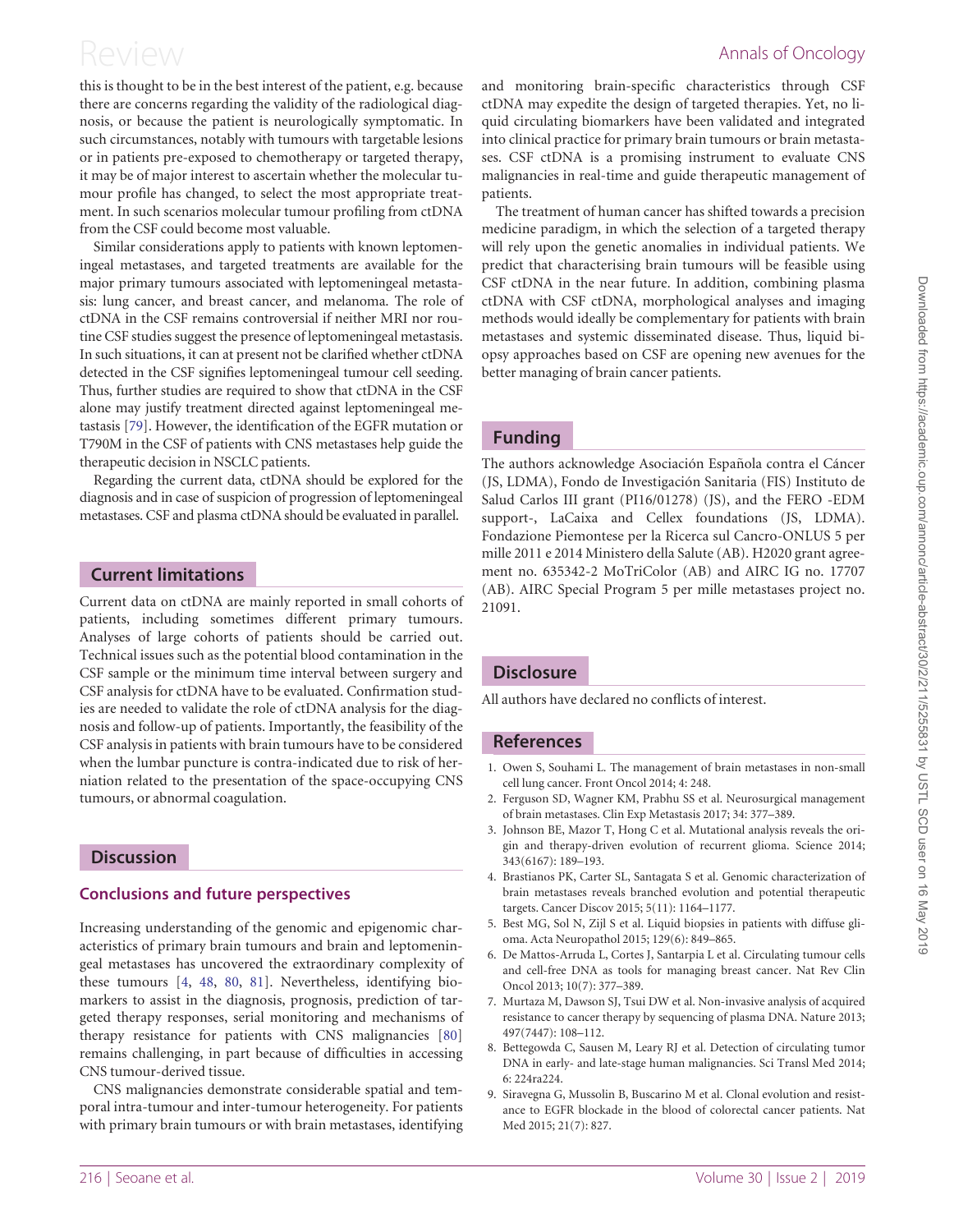this is thought to be in the best interest of the patient, e.g. because there are concerns regarding the validity of the radiological diagnosis, or because the patient is neurologically symptomatic. In such circumstances, notably with tumours with targetable lesions or in patients pre-exposed to chemotherapy or targeted therapy, it may be of major interest to ascertain whether the molecular tumour profile has changed, to select the most appropriate treatment. In such scenarios molecular tumour profiling from ctDNA from the CSF could become most valuable.

Similar considerations apply to patients with known leptomeningeal metastases, and targeted treatments are available for the major primary tumours associated with leptomeningeal metastasis: lung cancer, and breast cancer, and melanoma. The role of ctDNA in the CSF remains controversial if neither MRI nor routine CSF studies suggest the presence of leptomeningeal metastasis. In such situations, it can at present not be clarified whether ctDNA detected in the CSF signifies leptomeningeal tumour cell seeding. Thus, further studies are required to show that ctDNA in the CSF alone may justify treatment directed against leptomeningeal metastasis [79]. However, the identification of the EGFR mutation or T790M in the CSF of patients with CNS metastases help guide the therapeutic decision in NSCLC patients.

Regarding the current data, ctDNA should be explored for the diagnosis and in case of suspicion of progression of leptomeningeal metastases. CSF and plasma ctDNA should be evaluated in parallel.

## Current limitations

Current data on ctDNA are mainly reported in small cohorts of patients, including sometimes different primary tumours. Analyses of large cohorts of patients should be carried out. Technical issues such as the potential blood contamination in the CSF sample or the minimum time interval between surgery and CSF analysis for ctDNA have to be evaluated. Confirmation studies are needed to validate the role of ctDNA analysis for the diagnosis and follow-up of patients. Importantly, the feasibility of the CSF analysis in patients with brain tumours have to be considered when the lumbar puncture is contra-indicated due to risk of herniation related to the presentation of the space-occupying CNS tumours, or abnormal coagulation.

## Discussion

### Conclusions and future perspectives

Increasing understanding of the genomic and epigenomic characteristics of primary brain tumours and brain and leptomeningeal metastases has uncovered the extraordinary complexity of these tumours [4, 48, 80, 81]. Nevertheless, identifying biomarkers to assist in the diagnosis, prognosis, prediction of targeted therapy responses, serial monitoring and mechanisms of therapy resistance for patients with CNS malignancies [80] remains challenging, in part because of difficulties in accessing CNS tumour-derived tissue.

CNS malignancies demonstrate considerable spatial and temporal intra-tumour and inter-tumour heterogeneity. For patients with primary brain tumours or with brain metastases, identifying and monitoring brain-specific characteristics through CSF ctDNA may expedite the design of targeted therapies. Yet, no liquid circulating biomarkers have been validated and integrated into clinical practice for primary brain tumours or brain metastases. CSF ctDNA is a promising instrument to evaluate CNS malignancies in real-time and guide therapeutic management of patients.

The treatment of human cancer has shifted towards a precision medicine paradigm, in which the selection of a targeted therapy will rely upon the genetic anomalies in individual patients. We predict that characterising brain tumours will be feasible using CSF ctDNA in the near future. In addition, combining plasma ctDNA with CSF ctDNA, morphological analyses and imaging methods would ideally be complementary for patients with brain metastases and systemic disseminated disease. Thus, liquid biopsy approaches based on CSF are opening new avenues for the better managing of brain cancer patients.

## Funding

The authors acknowledge Asociación Española contra el Cáncer (JS, LDMA), Fondo de Investigación Sanitaria (FIS) Instituto de Salud Carlos III grant (PI16/01278) (JS), and the FERO -EDM support-, LaCaixa and Cellex foundations (JS, LDMA). Fondazione Piemontese per la Ricerca sul Cancro-ONLUS 5 per mille 2011 e 2014 Ministero della Salute (AB). H2020 grant agreement no. 635342-2 MoTriColor (AB) and AIRC IG no. 17707 (AB). AIRC Special Program 5 per mille metastases project no. 21091.

## Disclosure

All authors have declared no conflicts of interest.

## References

1. Owen S, Souhami L. The management of brain metastases in non-small cell lung cancer. Front Oncol 2014; 4: 248.
2. Ferguson SD, Wagner KM, Prabhu SS et al. Neurosurgical management of brain metastases. Clin Exp Metastasis 2017; 34: 377–389.
3. Johnson BE, Mazor T, Hong C et al. Mutational analysis reveals the origin and therapy-driven evolution of recurrent glioma. Science 2014; 343(6167): 189–193.
4. Brastianos PK, Carter SL, Santagata S et al. Genomic characterization of brain metastases reveals branched evolution and potential therapeutic targets. Cancer Discov 2015; 5(11): 1164–1177.
5. Best MG, Sol N, Zijl S et al. Liquid biopsies in patients with diffuse glioma. Acta Neuropathol 2015; 129(6): 849–865.
6. De Mattos-Arruda L, Cortes J, Santarpia L et al. Circulating tumour cells and cell-free DNA as tools for managing breast cancer. Nat Rev Clin Oncol 2013; 10(7): 377–389.
7. Murtaza M, Dawson SJ, Tsui DW et al. Non-invasive analysis of acquired resistance to cancer therapy by sequencing of plasma DNA. Nature 2013; 497(7447): 108–112.
8. Bettegowda C, Sausen M, Leary RJ et al. Detection of circulating tumor DNA in early- and late-stage human malignancies. Sci Transl Med 2014; 6: 224ra224.
9. Siravegna G, Mussolin B, Buscarino M et al. Clonal evolution and resistance to EGFR blockade in the blood of colorectal cancer patients. Nat Med 2015; 21(7): 827.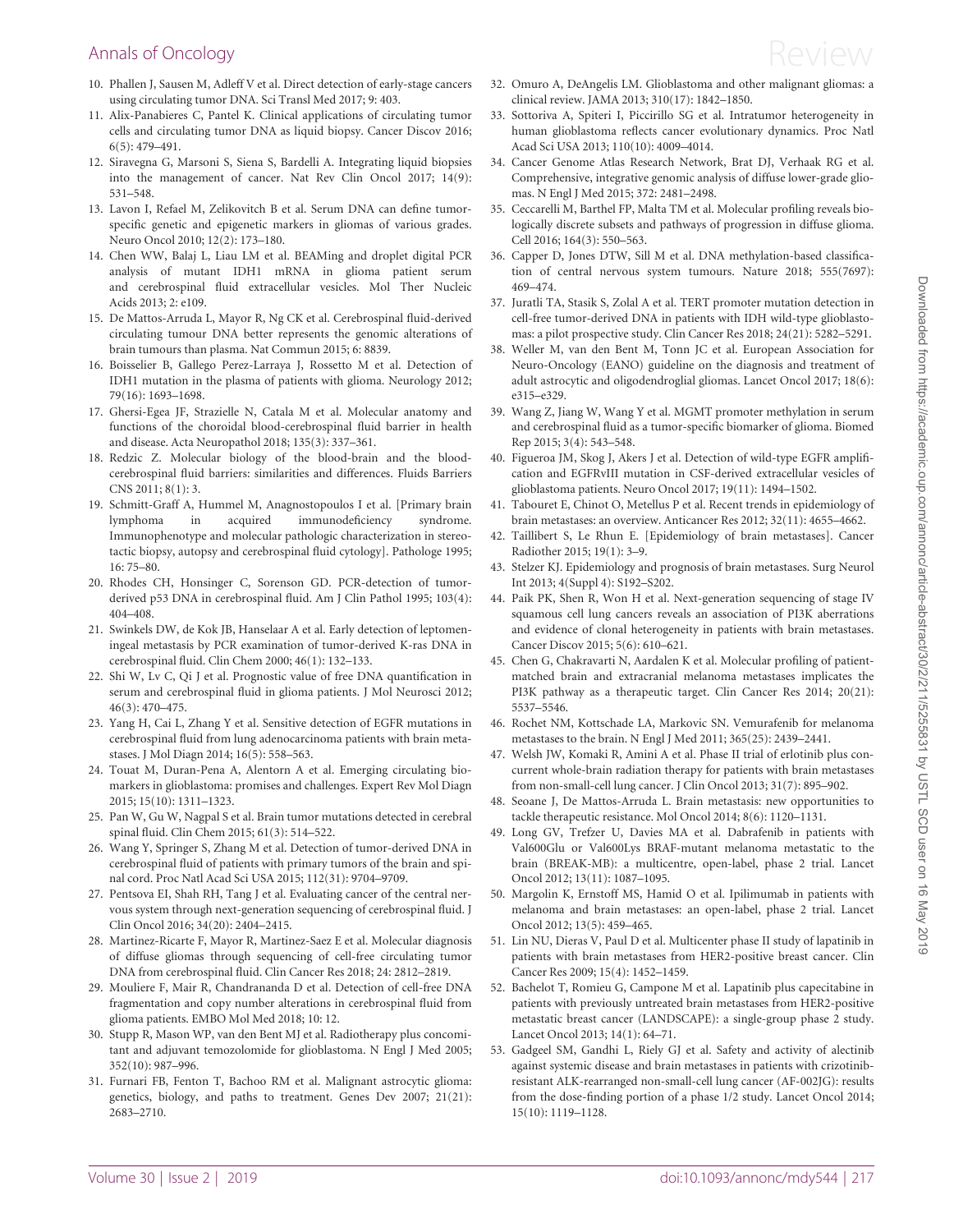10. Phallen J, Sausen M, Adleff V et al. Direct detection of early-stage cancers using circulating tumor DNA. Sci Transl Med 2017; 9: 403.
11. Alix-Panabieres C, Pantel K. Clinical applications of circulating tumor cells and circulating tumor DNA as liquid biopsy. Cancer Discov 2016; 6(5): 479–491.
12. Siravegna G, Marsoni S, Siena S, Bardelli A. Integrating liquid biopsies into the management of cancer. Nat Rev Clin Oncol 2017; 14(9): 531–548.
13. Lavon I, Refael M, Zelikovitch B et al. Serum DNA can define tumor-specific genetic and epigenetic markers in gliomas of various grades. Neuro Oncol 2010; 12(2): 173–180.
14. Chen WW, Balaj L, Liau LM et al. BEAMing and droplet digital PCR analysis of mutant IDH1 mRNA in glioma patient serum and cerebrospinal fluid extracellular vesicles. Mol Ther Nucleic Acids 2013; 2: e109.
15. De Mattos-Arruda L, Mayor R, Ng CK et al. Cerebrospinal fluid-derived circulating tumour DNA better represents the genomic alterations of brain tumours than plasma. Nat Commun 2015; 6: 8839.
16. Boisselier B, Gallego Perez-Larraya J, Rossetto M et al. Detection of IDH1 mutation in the plasma of patients with glioma. Neurology 2012; 79(16): 1693–1698.
17. Ghersi-Egea JF, Strazielle N, Catala M et al. Molecular anatomy and functions of the choroidal blood-cerebrospinal fluid barrier in health and disease. Acta Neuropathol 2018; 135(3): 337–361.
18. Redzic Z. Molecular biology of the blood-brain and the blood-cerebrospinal fluid barriers: similarities and differences. Fluids Barriers CNS 2011; 8(1): 3.
19. Schmitt-Graff A, Hummel M, Anagnostopoulos I et al. [Primary brain lymphoma in acquired immunodeficiency syndrome. Immunophenotype and molecular pathologic characterization in stereotactic biopsy, autopsy and cerebrospinal fluid cytology]. Pathologe 1995; 16: 75–80.
20. Rhodes CH, Honsinger C, Sorenson GD. PCR-detection of tumor-derived p53 DNA in cerebrospinal fluid. Am J Clin Pathol 1995; 103(4): 404–408.
21. Swinkels DW, de Kok JB, Hanselaar A et al. Early detection of leptomeningeal metastasis by PCR examination of tumor-derived K-ras DNA in cerebrospinal fluid. Clin Chem 2000; 46(1): 132–133.
22. Shi W, Lv C, Qi J et al. Prognostic value of free DNA quantification in serum and cerebrospinal fluid in glioma patients. J Mol Neurosci 2012; 46(3): 470–475.
23. Yang H, Cai L, Zhang Y et al. Sensitive detection of EGFR mutations in cerebrospinal fluid from lung adenocarcinoma patients with brain metastases. J Mol Diagn 2014; 16(5): 558–563.
24. Touat M, Duran-Pena A, Alentorn A et al. Emerging circulating biomarkers in glioblastoma: promises and challenges. Expert Rev Mol Diagn 2015; 15(10): 1311–1323.
25. Pan W, Gu W, Nagpal S et al. Brain tumor mutations detected in cerebral spinal fluid. Clin Chem 2015; 61(3): 514–522.
26. Wang Y, Springer S, Zhang M et al. Detection of tumor-derived DNA in cerebrospinal fluid of patients with primary tumors of the brain and spinal cord. Proc Natl Acad Sci USA 2015; 112(31): 9704–9709.
27. Pentsova EI, Shah RH, Tang J et al. Evaluating cancer of the central nervous system through next-generation sequencing of cerebrospinal fluid. J Clin Oncol 2016; 34(20): 2404–2415.
28. Martinez-Ricarte F, Mayor R, Martinez-Saez E et al. Molecular diagnosis of diffuse gliomas through sequencing of cell-free circulating tumor DNA from cerebrospinal fluid. Clin Cancer Res 2018; 24: 2812–2819.
29. Mouliere F, Mair R, Chandrananda D et al. Detection of cell-free DNA fragmentation and copy number alterations in cerebrospinal fluid from glioma patients. EMBO Mol Med 2018; 10: 12.
30. Stupp R, Mason WP, van den Bent MJ et al. Radiotherapy plus concomitant and adjuvant temozolomide for glioblastoma. N Engl J Med 2005; 352(10): 987–996.
31. Furnari FB, Fenton T, Bachoo RM et al. Malignant astrocytic glioma: genetics, biology, and paths to treatment. Genes Dev 2007; 21(21): 2683–2710.
32. Omuro A, DeAngelis LM. Glioblastoma and other malignant gliomas: a clinical review. JAMA 2013; 310(17): 1842–1850.
33. Sottoriva A, Spiteri I, Piccirillo SG et al. Intratumor heterogeneity in human glioblastoma reflects cancer evolutionary dynamics. Proc Natl Acad Sci USA 2013; 110(10): 4009–4014.
34. Cancer Genome Atlas Research Network, Brat DJ, Verhaak RG et al. Comprehensive, integrative genomic analysis of diffuse lower-grade gliomas. N Engl J Med 2015; 372: 2481–2498.
35. Ceccarelli M, Barthel FP, Malta TM et al. Molecular profiling reveals biologically discrete subsets and pathways of progression in diffuse glioma. Cell 2016; 164(3): 550–563.
36. Capper D, Jones DTW, Sill M et al. DNA methylation-based classification of central nervous system tumours. Nature 2018; 555(7697): 469–474.
37. Juratli TA, Stasik S, Zolal A et al. TERT promoter mutation detection in cell-free tumor-derived DNA in patients with IDH wild-type glioblastomas: a pilot prospective study. Clin Cancer Res 2018; 24(21): 5282–5291.
38. Weller M, van den Bent M, Tonn JC et al. European Association for Neuro-Oncology (EANO) guideline on the diagnosis and treatment of adult astrocytic and oligodendroglial gliomas. Lancet Oncol 2017; 18(6): e315–e329.
39. Wang Z, Jiang W, Wang Y et al. MGMT promoter methylation in serum and cerebrospinal fluid as a tumor-specific biomarker of glioma. Biomed Rep 2015; 3(4): 543–548.
40. Figueroa JM, Skog J, Akers J et al. Detection of wild-type EGFR amplification and EGFRvIII mutation in CSF-derived extracellular vesicles of glioblastoma patients. Neuro Oncol 2017; 19(11): 1494–1502.
41. Tabouret E, Chinot O, Metellus P et al. Recent trends in epidemiology of brain metastases: an overview. Anticancer Res 2012; 32(11): 4655–4662.
42. Taillibert S, Le Rhun E. [Epidemiology of brain metastases]. Cancer Radiother 2015; 19(1): 3–9.
43. Stelzer KJ. Epidemiology and prognosis of brain metastases. Surg Neurol Int 2013; 4(Suppl 4): S192–S202.
44. Paik PK, Shen R, Won H et al. Next-generation sequencing of stage IV squamous cell lung cancers reveals an association of PI3K aberrations and evidence of clonal heterogeneity in patients with brain metastases. Cancer Discov 2015; 5(6): 610–621.
45. Chen G, Chakravarti N, Aardalen K et al. Molecular profiling of patient-matched brain and extracranial melanoma metastases implicates the PI3K pathway as a therapeutic target. Clin Cancer Res 2014; 20(21): 5537–5546.
46. Rochet NM, Kottschade LA, Markovic SN. Vemurafenib for melanoma metastases to the brain. N Engl J Med 2011; 365(25): 2439–2441.
47. Welsh JW, Komaki R, Amini A et al. Phase II trial of erlotinib plus concurrent whole-brain radiation therapy for patients with brain metastases from non-small-cell lung cancer. J Clin Oncol 2013; 31(7): 895–902.
48. Seoane J, De Mattos-Arruda L. Brain metastasis: new opportunities to tackle therapeutic resistance. Mol Oncol 2014; 8(6): 1120–1131.
49. Long GV, Trefzer U, Davies MA et al. Dabrafenib in patients with Val600Glu or Val600Lys BRAF-mutant melanoma metastatic to the brain (BREAK-MB): a multicentre, open-label, phase 2 trial. Lancet Oncol 2012; 13(11): 1087–1095.
50. Margolin K, Ernstoff MS, Hamid O et al. Ipilimumab in patients with melanoma and brain metastases: an open-label, phase 2 trial. Lancet Oncol 2012; 13(5): 459–465.
51. Lin NU, Dieras V, Paul D et al. Multicenter phase II study of lapatinib in patients with brain metastases from HER2-positive breast cancer. Clin Cancer Res 2009; 15(4): 1452–1459.
52. Bachelot T, Romieu G, Campone M et al. Lapatinib plus capecitabine in patients with previously untreated brain metastases from HER2-positive metastatic breast cancer (LANDSCAPE): a single-group phase 2 study. Lancet Oncol 2013; 14(1): 64–71.
53. Gadgeel SM, Gandhi L, Riely GJ et al. Safety and activity of alectinib against systemic disease and brain metastases in patients with crizotinib-resistant ALK-rearranged non-small-cell lung cancer (AF-002JG): results from the dose-finding portion of a phase 1/2 study. Lancet Oncol 2014; 15(10): 1119–1128.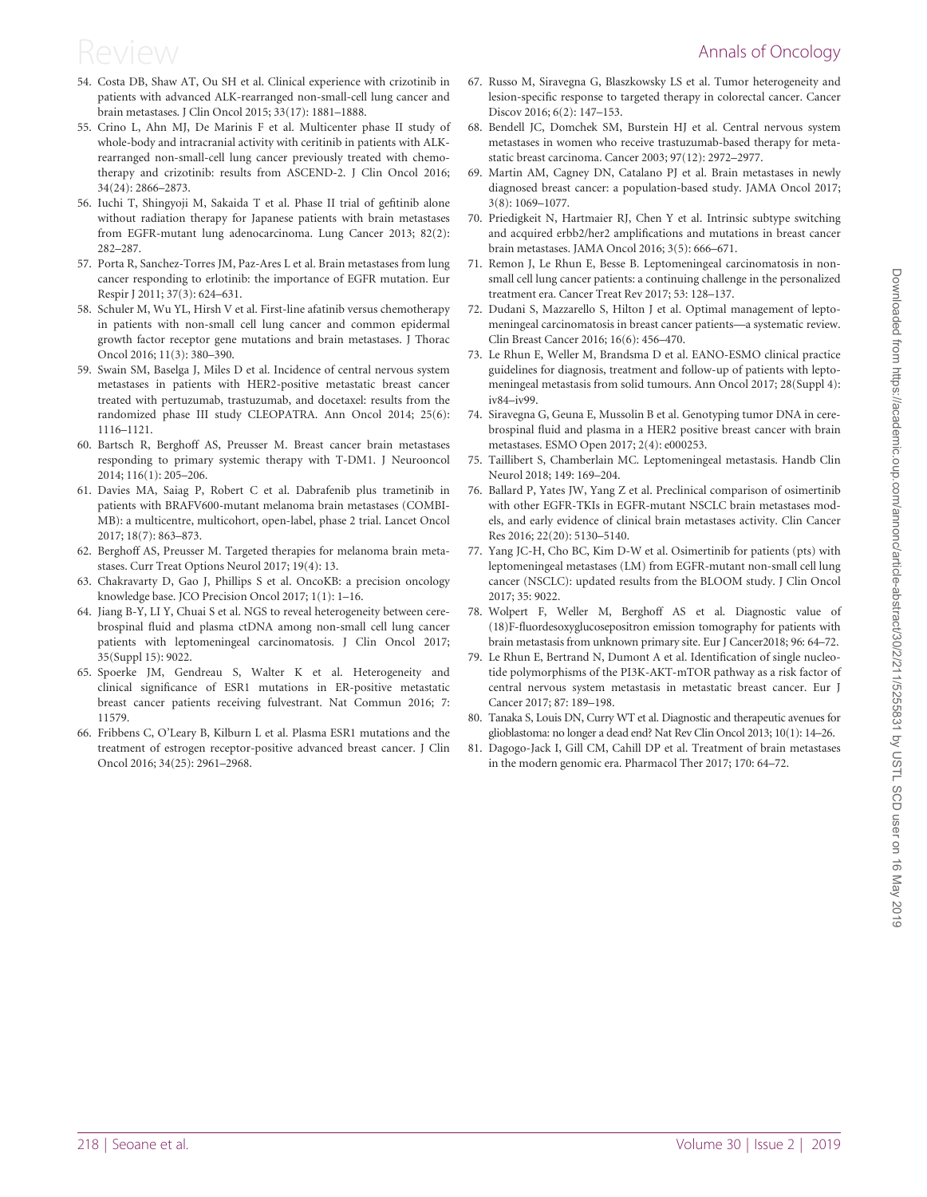54. Costa DB, Shaw AT, Ou SH et al. Clinical experience with crizotinib in patients with advanced ALK-rearranged non-small-cell lung cancer and brain metastases. J Clin Oncol 2015; 33(17): 1881–1888.
55. Crino L, Ahn MJ, De Marinis F et al. Multicenter phase II study of whole-body and intracranial activity with ceritinib in patients with ALK-rearranged non-small-cell lung cancer previously treated with chemotherapy and crizotinib: results from ASCEND-2. J Clin Oncol 2016; 34(24): 2866–2873.
56. Iuchi T, Shingyoji M, Sakaida T et al. Phase II trial of gefitinib alone without radiation therapy for Japanese patients with brain metastases from EGFR-mutant lung adenocarcinoma. Lung Cancer 2013; 82(2): 282–287.
57. Porta R, Sanchez-Torres JM, Paz-Ares L et al. Brain metastases from lung cancer responding to erlotinib: the importance of EGFR mutation. Eur Respir J 2011; 37(3): 624–631.
58. Schuler M, Wu YL, Hirsh V et al. First-line afatinib versus chemotherapy in patients with non-small cell lung cancer and common epidermal growth factor receptor gene mutations and brain metastases. J Thorac Oncol 2016; 11(3): 380–390.
59. Swain SM, Baselga J, Miles D et al. Incidence of central nervous system metastases in patients with HER2-positive metastatic breast cancer treated with pertuzumab, trastuzumab, and docetaxel: results from the randomized phase III study CLEOPATRA. Ann Oncol 2014; 25(6): 1116–1121.
60. Bartsch R, Berghoff AS, Preusser M. Breast cancer brain metastases responding to primary systemic therapy with T-DM1. J Neurooncol 2014; 116(1): 205–206.
61. Davies MA, Saiag P, Robert C et al. Dabrafenib plus trametinib in patients with BRAFV600-mutant melanoma brain metastases (COMBI-MB): a multicentre, multicohort, open-label, phase 2 trial. Lancet Oncol 2017; 18(7): 863–873.
62. Berghoff AS, Preusser M. Targeted therapies for melanoma brain metastases. Curr Treat Options Neurol 2017; 19(4): 13.
63. Chakravarty D, Gao J, Phillips S et al. OncoKB: a precision oncology knowledge base. JCO Precision Oncol 2017; 1(1): 1–16.
64. Jiang B-Y, LI Y, Chuai S et al. NGS to reveal heterogeneity between cerebrospinal fluid and plasma ctDNA among non-small cell lung cancer patients with leptomeningeal carcinomatosis. J Clin Oncol 2017; 35(Suppl 15): 9022.
65. Spoerke JM, Gendreau S, Walter K et al. Heterogeneity and clinical significance of ESR1 mutations in ER-positive metastatic breast cancer patients receiving fulvestrant. Nat Commun 2016; 7: 11579.
66. Fribbens C, O'Leary B, Kilburn L et al. Plasma ESR1 mutations and the treatment of estrogen receptor-positive advanced breast cancer. J Clin Oncol 2016; 34(25): 2961–2968.
67. Russo M, Siravegna G, Blaszkowsky LS et al. Tumor heterogeneity and lesion-specific response to targeted therapy in colorectal cancer. Cancer Discov 2016; 6(2): 147–153.
68. Bendell JC, Domchek SM, Burstein HJ et al. Central nervous system metastases in women who receive trastuzumab-based therapy for metastatic breast carcinoma. Cancer 2003; 97(12): 2972–2977.
69. Martin AM, Cagney DN, Catalano PJ et al. Brain metastases in newly diagnosed breast cancer: a population-based study. JAMA Oncol 2017; 3(8): 1069–1077.
70. Priedigkeit N, Hartmaier RJ, Chen Y et al. Intrinsic subtype switching and acquired erbb2/her2 amplifications and mutations in breast cancer brain metastases. JAMA Oncol 2016; 3(5): 666–671.
71. Remon J, Le Rhun E, Besse B. Leptomeningeal carcinomatosis in non-small cell lung cancer patients: a continuing challenge in the personalized treatment era. Cancer Treat Rev 2017; 53: 128–137.
72. Dudani S, Mazzarello S, Hilton J et al. Optimal management of leptomeningeal carcinomatosis in breast cancer patients—a systematic review. Clin Breast Cancer 2016; 16(6): 456–470.
73. Le Rhun E, Weller M, Brandsma D et al. EANO-ESMO clinical practice guidelines for diagnosis, treatment and follow-up of patients with leptomeningeal metastasis from solid tumours. Ann Oncol 2017; 28(Suppl 4): iv84–iv99.
74. Siravegna G, Geuna E, Mussolin B et al. Genotyping tumor DNA in cerebrospinal fluid and plasma in a HER2 positive breast cancer with brain metastases. ESMO Open 2017; 2(4): e000253.
75. Taillibert S, Chamberlain MC. Leptomeningeal metastasis. Handb Clin Neurol 2018; 149: 169–204.
76. Ballard P, Yates JW, Yang Z et al. Preclinical comparison of osimertinib with other EGFR-TKIs in EGFR-mutant NSCLC brain metastases models, and early evidence of clinical brain metastases activity. Clin Cancer Res 2016; 22(20): 5130–5140.
77. Yang JC-H, Cho BC, Kim D-W et al. Osimertinib for patients (pts) with leptomeningeal metastases (LM) from EGFR-mutant non-small cell lung cancer (NSCLC): updated results from the BLOOM study. J Clin Oncol 2017; 35: 9022.
78. Wolpert F, Weller M, Berghoff AS et al. Diagnostic value of (18)F-fluordesoxyglucosepositron emission tomography for patients with brain metastasis from unknown primary site. Eur J Cancer2018; 96: 64–72.
79. Le Rhun E, Bertrand N, Dumont A et al. Identification of single nucleotide polymorphisms of the PI3K-AKT-mTOR pathway as a risk factor of central nervous system metastasis in metastatic breast cancer. Eur J Cancer 2017; 87: 189–198.
80. Tanaka S, Louis DN, Curry WT et al. Diagnostic and therapeutic avenues for glioblastoma: no longer a dead end? Nat Rev Clin Oncol 2013; 10(1): 14–26.
81. Dagogo-Jack I, Gill CM, Cahill DP et al. Treatment of brain metastases in the modern genomic era. Pharmacol Ther 2017; 170: 64–72.